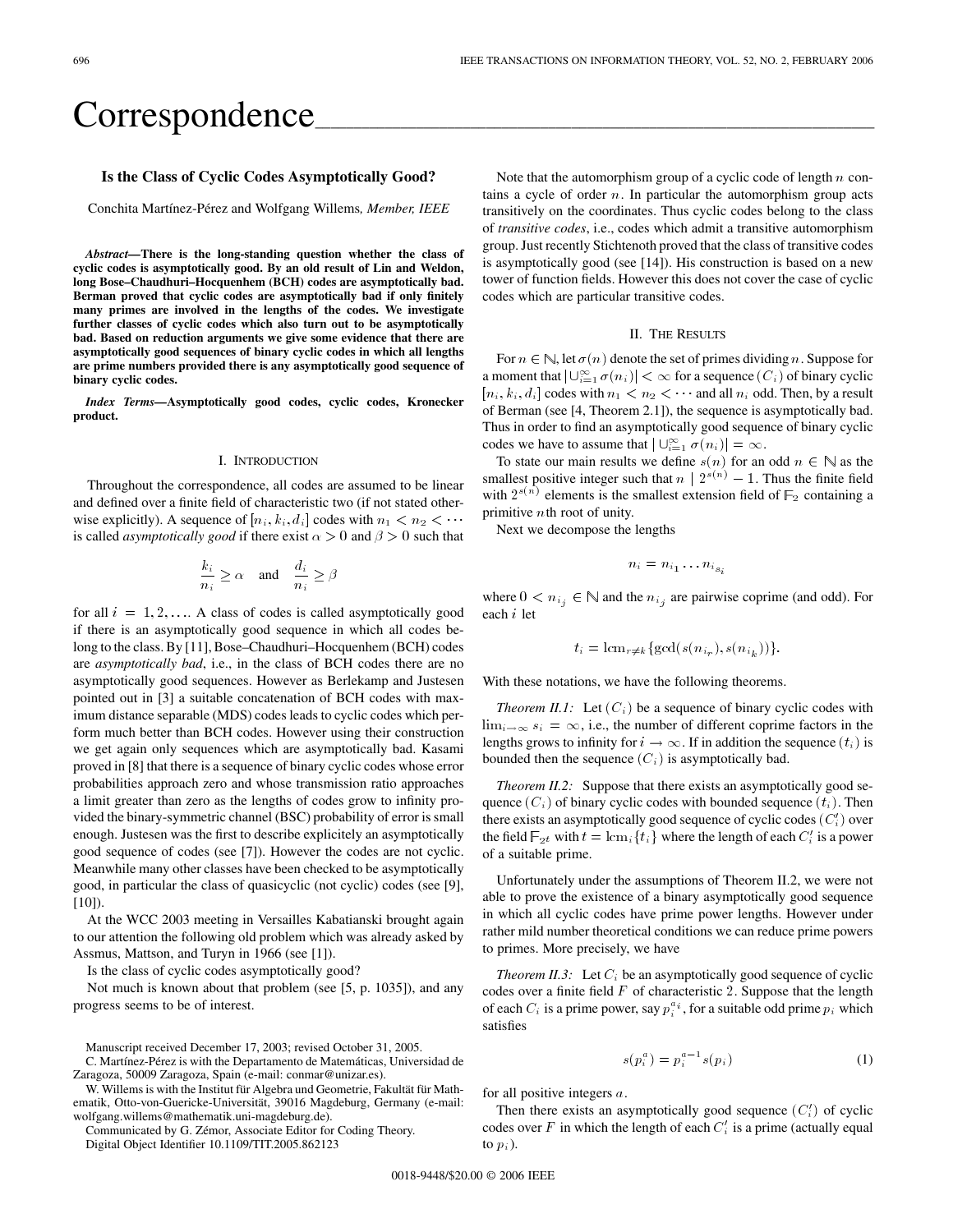# Correspondence

## Is the Class of Cyclic Codes Asymptotically Good?

Conchita Martínez-Pérez and Wolfgang Willems, *Member, IEEE*

***Abstract*—There is the long-standing question whether the class of cyclic codes is asymptotically good. By an old result of Lin and Weldon, long Bose–Chaudhuri–Hocquenhem (BCH) codes are asymptotically bad. Berman proved that cyclic codes are asymptotically bad if only finitely many primes are involved in the lengths of the codes. We investigate further classes of cyclic codes which also turn out to be asymptotically bad. Based on reduction arguments we give some evidence that there are asymptotically good sequences of binary cyclic codes in which all lengths are prime numbers provided there is any asymptotically good sequence of binary cyclic codes.**

***Index Terms*—Asymptotically good codes, cyclic codes, Kronecker product.**

### I. Introduction

Throughout the correspondence, all codes are assumed to be linear and defined over a finite field of characteristic two (if not stated otherwise explicitly). A sequence of $[n_i, k_i, d_i]$ codes with $n_1 < n_2 < \cdots$ is called *asymptotically good* if there exist $\alpha > 0$ and $\beta > 0$ such that

$$\frac{k_i}{n_i} \geq \alpha \quad \text{and} \quad \frac{d_i}{n_i} \geq \beta$$

for all $i = 1, 2, \ldots$. A class of codes is called asymptotically good if there is an asymptotically good sequence in which all codes belong to the class. By [11], Bose–Chaudhuri–Hocquenhem (BCH) codes are *asymptotically bad*, i.e., in the class of BCH codes there are no asymptotically good sequences. However as Berlekamp and Justesen pointed out in [3] a suitable concatenation of BCH codes with maximum distance separable (MDS) codes leads to cyclic codes which perform much better than BCH codes. However using their construction we get again only sequences which are asymptotically bad. Kasami proved in [8] that there is a sequence of binary cyclic codes whose error probabilities approach zero and whose transmission ratio approaches a limit greater than zero as the lengths of codes grow to infinity provided the binary-symmetric channel (BSC) probability of error is small enough. Justesen was the first to describe explicitely an asymptotically good sequence of codes (see [7]). However the codes are not cyclic. Meanwhile many other classes have been checked to be asymptotically good, in particular the class of quasicyclic (not cyclic) codes (see [9], [10]).

At the WCC 2003 meeting in Versailles Kabatianski brought again to our attention the following old problem which was already asked by Assmus, Mattson, and Turyn in 1966 (see [1]).

Is the class of cyclic codes asymptotically good?

Not much is known about that problem (see [5, p. 1035]), and any progress seems to be of interest.

Manuscript received December 17, 2003; revised October 31, 2005.

C. Martínez-Pérez is with the Departamento de Matemáticas, Universidad de Zaragoza, 50009 Zaragoza, Spain (e-mail: conmar@unizar.es).

W. Willems is with the Institut für Algebra und Geometrie, Fakultät für Mathematik, Otto-von-Guericke-Universität, 39016 Magdeburg, Germany (e-mail: wolfgang.willems@mathematik.uni-magdeburg.de).

Communicated by G. Zémor, Associate Editor for Coding Theory.

Digital Object Identifier 10.1109/TIT.2005.862123

Note that the automorphism group of a cyclic code of length $n$ contains a cycle of order $n$. In particular the automorphism group acts transitively on the coordinates. Thus cyclic codes belong to the class of *transitive codes*, i.e., codes which admit a transitive automorphism group. Just recently Stichtenoth proved that the class of transitive codes is asymptotically good (see [14]). His construction is based on a new tower of function fields. However this does not cover the case of cyclic codes which are particular transitive codes.

### II. The Results

For $n \in \mathbb{N}$, let $\sigma(n)$ denote the set of primes dividing $n$. Suppose for a moment that $|\cup_{i=1}^{\infty} \sigma(n_i)| < \infty$ for a sequence $(C_i)$ of binary cyclic $[n_i, k_i, d_i]$ codes with $n_1 < n_2 < \cdots$ and all $n_i$ odd. Then, by a result of Berman (see [4, Theorem 2.1]), the sequence is asymptotically bad. Thus in order to find an asymptotically good sequence of binary cyclic codes we have to assume that $|\cup_{i=1}^{\infty} \sigma(n_i)| = \infty$.

To state our main results we define $s(n)$ for an odd $n \in \mathbb{N}$ as the smallest positive integer such that $n \mid 2^{s(n)} - 1$. Thus the finite field with $2^{s(n)}$ elements is the smallest extension field of $\mathbb{F}_2$ containing a primitive $n$th root of unity.

Next we decompose the lengths

$$n_i = n_{i_1} \ldots n_{i_{s_i}}$$

where $0 < n_{i_j} \in \mathbb{N}$ and the $n_{i_j}$ are pairwise coprime (and odd). For each $i$ let

$$t_i = \text{lcm}_{r \neq k}\{\gcd(s(n_{i_r}), s(n_{i_k}))\}.$$

With these notations, we have the following theorems.

*Theorem II.1:* Let $(C_i)$ be a sequence of binary cyclic codes with $\lim_{i \to \infty} s_i = \infty$, i.e., the number of different coprime factors in the lengths grows to infinity for $i \to \infty$. If in addition the sequence $(t_i)$ is bounded then the sequence $(C_i)$ is asymptotically bad.

*Theorem II.2:* Suppose that there exists an asymptotically good sequence $(C_i)$ of binary cyclic codes with bounded sequence $(t_i)$. Then there exists an asymptotically good sequence of cyclic codes $(C'_i)$ over the field $\mathbb{F}_{2^t}$ with $t = \text{lcm}_i\{t_i\}$ where the length of each $C'_i$ is a power of a suitable prime.

Unfortunately under the assumptions of Theorem II.2, we were not able to prove the existence of a binary asymptotically good sequence in which all cyclic codes have prime power lengths. However under rather mild number theoretical conditions we can reduce prime powers to primes. More precisely, we have

*Theorem II.3:* Let $C_i$ be an asymptotically good sequence of cyclic codes over a finite field $F$ of characteristic 2. Suppose that the length of each $C_i$ is a prime power, say $p_i^{a_i}$, for a suitable odd prime $p_i$ which satisfies

$$s(p_i^a) = p_i^{a-1} s(p_i) \tag{1}$$

for all positive integers $a$.

Then there exists an asymptotically good sequence $(C'_i)$ of cyclic codes over $F$ in which the length of each $C'_i$ is a prime (actually equal to $p_i$).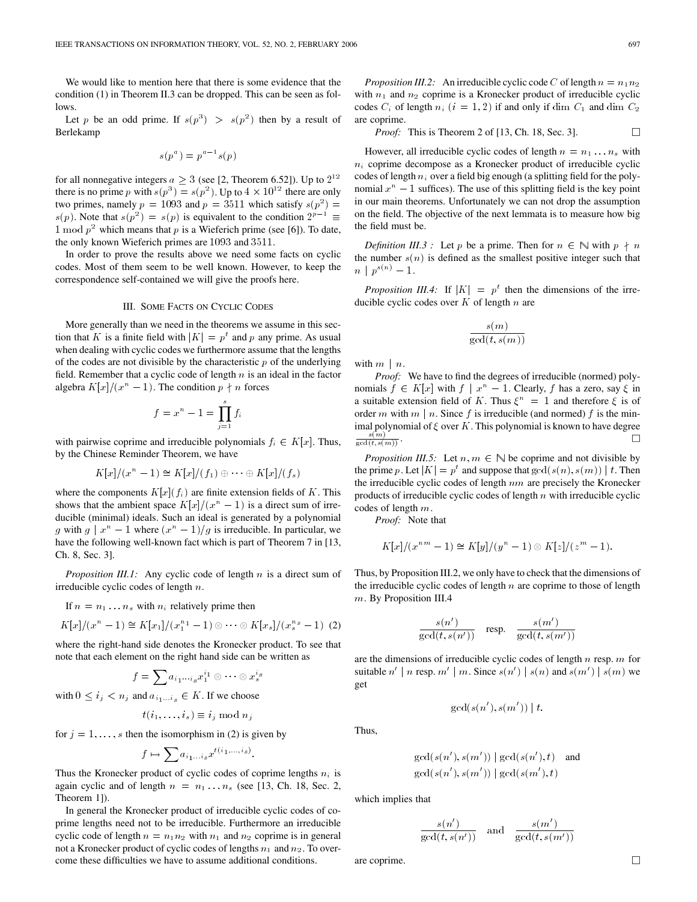We would like to mention here that there is some evidence that the condition (1) in Theorem II.3 can be dropped. This can be seen as follows.

Let $p$ be an odd prime. If $s(p^3) > s(p^2)$ then by a result of Berlekamp

$$s(p^a) = p^{a-1} s(p)$$

for all nonnegative integers $a \geq 3$ (see [2, Theorem 6.52]). Up to $2^{12}$ there is no prime $p$ with $s(p^3) = s(p^2)$. Up to $4 \times 10^{12}$ there are only two primes, namely $p = 1093$ and $p = 3511$ which satisfy $s(p^2) = s(p)$. Note that $s(p^2) = s(p)$ is equivalent to the condition $2^{p-1} \equiv 1 \bmod p^2$ which means that $p$ is a Wieferich prime (see [6]). To date, the only known Wieferich primes are 1093 and 3511.

In order to prove the results above we need some facts on cyclic codes. Most of them seem to be well known. However, to keep the correspondence self-contained we will give the proofs here.

## III. Some Facts on Cyclic Codes

More generally than we need in the theorems we assume in this section that $K$ is a finite field with $|K| = p^t$ and $p$ any prime. As usual when dealing with cyclic codes we furthermore assume that the lengths of the codes are not divisible by the characteristic $p$ of the underlying field. Remember that a cyclic code of length $n$ is an ideal in the factor algebra $K[x]/(x^n - 1)$. The condition $p \nmid n$ forces

$$f = x^n - 1 = \prod_{j=1}^{s} f_i$$

with pairwise coprime and irreducible polynomials $f_i \in K[x]$. Thus, by the Chinese Reminder Theorem, we have

$$K[x]/(x^n - 1) \cong K[x]/(f_1) \oplus \cdots \oplus K[x]/(f_s)$$

where the components $K[x](f_i)$ are finite extension fields of $K$. This shows that the ambient space $K[x]/(x^n - 1)$ is a direct sum of irreducible (minimal) ideals. Such an ideal is generated by a polynomial $g$ with $g \mid x^n - 1$ where $(x^n - 1)/g$ is irreducible. In particular, we have the following well-known fact which is part of Theorem 7 in [13, Ch. 8, Sec. 3].

*Proposition III.1:* Any cyclic code of length $n$ is a direct sum of irreducible cyclic codes of length $n$.

If $n = n_1 \dots n_s$ with $n_i$ relatively prime then

$$K[x]/(x^n - 1) \cong K[x_1]/(x_1^{n_1} - 1) \otimes \cdots \otimes K[x_s]/(x_s^{n_s} - 1) \quad (2)$$

where the right-hand side denotes the Kronecker product. To see that note that each element on the right hand side can be written as

$$f = \sum a_{i_1 \dots i_s} x_1^{i_1} \otimes \cdots \otimes x_s^{i_s}$$

with $0 \leq i_j < n_j$ and $a_{i_1 \dots i_s} \in K$. If we choose

$$t(i_1, \dots, i_s) \equiv i_j \bmod n_j$$

for $j = 1, \dots, s$ then the isomorphism in (2) is given by

$$f \mapsto \sum a_{i_1 \dots i_s} x^{t(i_1, \dots, i_s)}.$$

Thus the Kronecker product of cyclic codes of coprime lengths $n_i$ is again cyclic and of length $n = n_1 \dots n_s$ (see [13, Ch. 18, Sec. 2, Theorem 1]).

In general the Kronecker product of irreducible cyclic codes of coprime lengths need not to be irreducible. Furthermore an irreducible cyclic code of length $n = n_1 n_2$ with $n_1$ and $n_2$ coprime is in general not a Kronecker product of cyclic codes of lengths $n_1$ and $n_2$. To overcome these difficulties we have to assume additional conditions.

*Proposition III.2:* An irreducible cyclic code $C$ of length $n = n_1 n_2$ with $n_1$ and $n_2$ coprime is a Kronecker product of irreducible cyclic codes $C_i$ of length $n_i$ $(i = 1, 2)$ if and only if $\dim C_1$ and $\dim C_2$ are coprime.

*Proof:* This is Theorem 2 of [13, Ch. 18, Sec. 3]. $\square$

However, all irreducible cyclic codes of length $n = n_1 \dots n_s$ with $n_i$ coprime decompose as a Kronecker product of irreducible cyclic codes of length $n_i$ over a field big enough (a splitting field for the polynomial $x^n - 1$ suffices). The use of this splitting field is the key point in our main theorems. Unfortunately we can not drop the assumption on the field. The objective of the next lemmata is to measure how big the field must be.

*Definition III.3:* Let $p$ be a prime. Then for $n \in \mathbb{N}$ with $p \nmid n$ the number $s(n)$ is defined as the smallest positive integer such that $n \mid p^{s(n)} - 1$.

*Proposition III.4:* If $|K| = p^t$ then the dimensions of the irreducible cyclic codes over $K$ of length $n$ are

$$\frac{s(m)}{\gcd(t, s(m))}$$

with $m \mid n$.

*Proof:* We have to find the degrees of irreducible (normed) polynomials $f \in K[x]$ with $f \mid x^n - 1$. Clearly, $f$ has a zero, say $\xi$ in a suitable extension field of $K$. Thus $\xi^n = 1$ and therefore $\xi$ is of order $m$ with $m \mid n$. Since $f$ is irreducible (and normed) $f$ is the minimal polynomial of $\xi$ over $K$. This polynomial is known to have degree $\frac{s(m)}{\gcd(t, s(m))}$. $\square$

*Proposition III.5:* Let $n, m \in \mathbb{N}$ be coprime and not divisible by the prime $p$. Let $|K| = p^t$ and suppose that $\gcd(s(n), s(m)) \mid t$. Then the irreducible cyclic codes of length $nm$ are precisely the Kronecker products of irreducible cyclic codes of length $n$ with irreducible cyclic codes of length $m$.

*Proof:* Note that

$$K[x]/(x^{nm} - 1) \cong K[y]/(y^n - 1) \otimes K[z]/(z^m - 1).$$

Thus, by Proposition III.2, we only have to check that the dimensions of the irreducible cyclic codes of length $n$ are coprime to those of length $m$. By Proposition III.4

$$\frac{s(n')}{\gcd(t, s(n'))} \quad \text{resp.} \quad \frac{s(m')}{\gcd(t, s(m'))}$$

are the dimensions of irreducible cyclic codes of length $n$ resp. $m$ for suitable $n' \mid n$ resp. $m' \mid m$. Since $s(n') \mid s(n)$ and $s(m') \mid s(m)$ we get

$$\gcd(s(n'), s(m')) \mid t.$$

Thus,

$$\gcd(s(n'), s(m')) \mid \gcd(s(n'), t) \quad \text{and}$$
$$\gcd(s(n'), s(m')) \mid \gcd(s(m'), t)$$

which implies that

$$\frac{s(n')}{\gcd(t, s(n'))} \quad \text{and} \quad \frac{s(m')}{\gcd(t, s(m'))}$$

are coprime. $\square$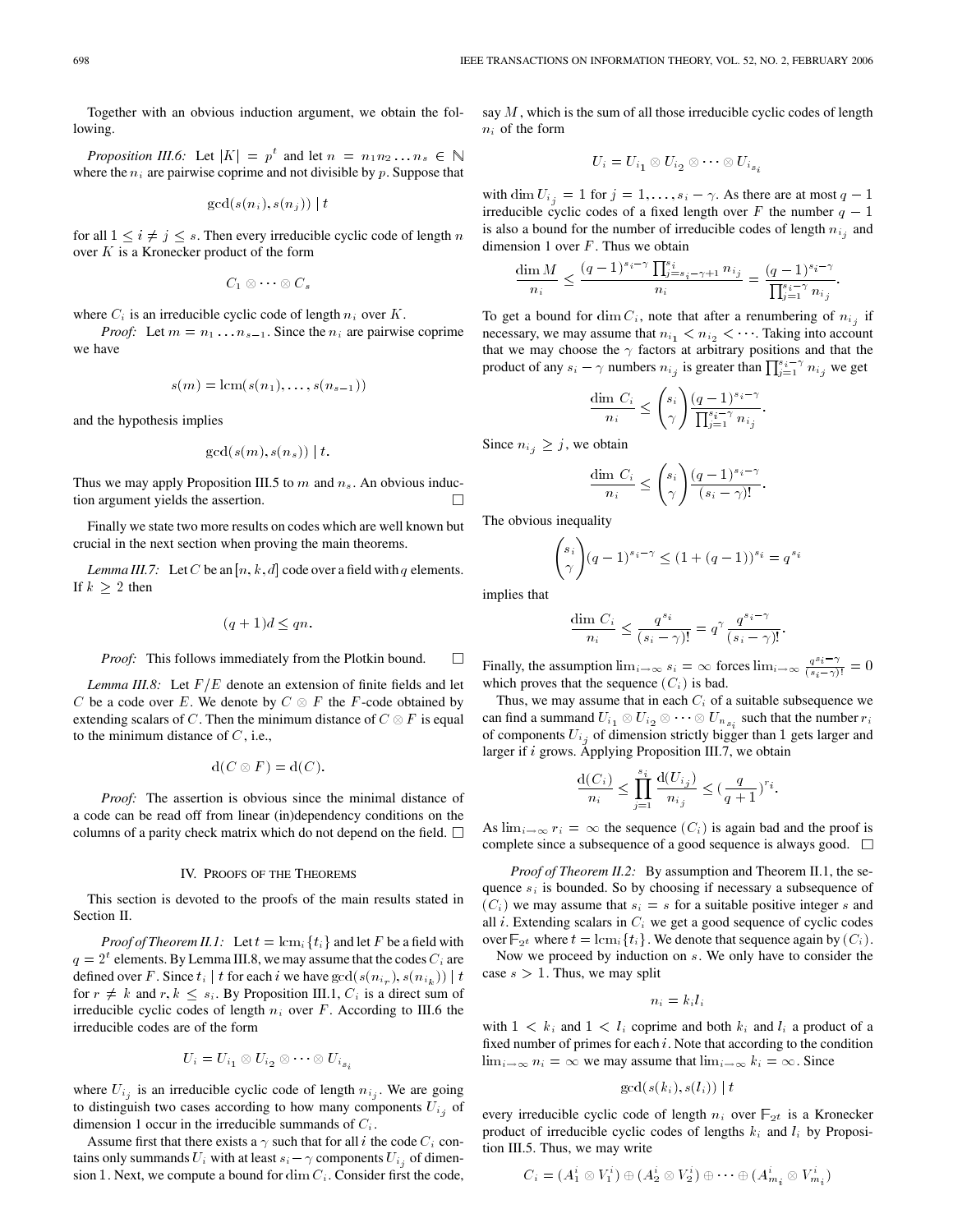Together with an obvious induction argument, we obtain the following.

*Proposition III.6:* Let $|K| = p^t$ and let $n = n_1 n_2 \dots n_s \in \mathbb{N}$ where the $n_i$ are pairwise coprime and not divisible by $p$. Suppose that

$$\gcd(s(n_i), s(n_j)) \mid t$$

for all $1 \le i \ne j \le s$. Then every irreducible cyclic code of length $n$ over $K$ is a Kronecker product of the form

$$C_1 \otimes \cdots \otimes C_s$$

where $C_i$ is an irreducible cyclic code of length $n_i$ over $K$.

*Proof:* Let $m = n_1 \dots n_{s-1}$. Since the $n_i$ are pairwise coprime we have

$$s(m) = \operatorname{lcm}(s(n_1), \dots, s(n_{s-1}))$$

and the hypothesis implies

$$\gcd(s(m), s(n_s)) \mid t.$$

Thus we may apply Proposition III.5 to $m$ and $n_s$. An obvious induction argument yields the assertion. □

Finally we state two more results on codes which are well known but crucial in the next section when proving the main theorems.

*Lemma III.7:* Let $C$ be an $[n, k, d]$ code over a field with $q$ elements. If $k \ge 2$ then

$$(q + 1)d \le qn.$$

*Proof:* This follows immediately from the Plotkin bound. □

*Lemma III.8:* Let $F/E$ denote an extension of finite fields and let $C$ be a code over $E$. We denote by $C \otimes F$ the $F$-code obtained by extending scalars of $C$. Then the minimum distance of $C \otimes F$ is equal to the minimum distance of $C$, i.e.,

$$\mathrm{d}(C \otimes F) = \mathrm{d}(C).$$

*Proof:* The assertion is obvious since the minimal distance of a code can be read off from linear (in)dependency conditions on the columns of a parity check matrix which do not depend on the field. □

## IV. Proofs of the Theorems

This section is devoted to the proofs of the main results stated in Section II.

*Proof of Theorem II.1:* Let $t = \operatorname{lcm}_i\{t_i\}$ and let $F$ be a field with $q = 2^t$ elements. By Lemma III.8, we may assume that the codes $C_i$ are defined over $F$. Since $t_i \mid t$ for each $i$ we have $\gcd(s(n_{i_r}), s(n_{i_k})) \mid t$ for $r \ne k$ and $r, k \le s_i$. By Proposition III.1, $C_i$ is a direct sum of irreducible cyclic codes of length $n_i$ over $F$. According to III.6 the irreducible codes are of the form

$$U_i = U_{i_1} \otimes U_{i_2} \otimes \cdots \otimes U_{i_{s_i}}$$

where $U_{i_j}$ is an irreducible cyclic code of length $n_{i_j}$. We are going to distinguish two cases according to how many components $U_{i_j}$ of dimension 1 occur in the irreducible summands of $C_i$.

Assume first that there exists a $\gamma$ such that for all $i$ the code $C_i$ contains only summands $U_i$ with at least $s_i - \gamma$ components $U_{i_j}$ of dimension 1. Next, we compute a bound for $\dim C_i$. Consider first the code, say $M$, which is the sum of all those irreducible cyclic codes of length $n_i$ of the form

$$U_i = U_{i_1} \otimes U_{i_2} \otimes \cdots \otimes U_{i_{s_i}}$$

with $\dim U_{i_j} = 1$ for $j = 1, \dots, s_i - \gamma$. As there are at most $q - 1$ irreducible cyclic codes of a fixed length over $F$ the number $q - 1$ is also a bound for the number of irreducible codes of length $n_{i_j}$ and dimension 1 over $F$. Thus we obtain

$$\frac{\dim M}{n_i} \le \frac{(q-1)^{s_i - \gamma} \prod_{j = s_i - \gamma + 1}^{s_i} n_{i_j}}{n_i} = \frac{(q-1)^{s_i - \gamma}}{\prod_{j=1}^{s_i - \gamma} n_{i_j}}.$$

To get a bound for $\dim C_i$, note that after a renumbering of $n_{i_j}$ if necessary, we may assume that $n_{i_1} < n_{i_2} < \cdots$. Taking into account that we may choose the $\gamma$ factors at arbitrary positions and that the product of any $s_i - \gamma$ numbers $n_{i_j}$ is greater than $\prod_{j=1}^{s_i - \gamma} n_{i_j}$ we get

$$\frac{\dim\, C_i}{n_i} \le \binom{s_i}{\gamma} \frac{(q-1)^{s_i - \gamma}}{\prod_{j=1}^{s_i - \gamma} n_{i_j}}.$$

Since $n_{i_j} \ge j$, we obtain

$$\frac{\dim\, C_i}{n_i} \le \binom{s_i}{\gamma} \frac{(q-1)^{s_i - \gamma}}{(s_i - \gamma)!}.$$

The obvious inequality

$$\binom{s_i}{\gamma} (q-1)^{s_i - \gamma} \le (1 + (q-1))^{s_i} = q^{s_i}$$

implies that

$$\frac{\dim\, C_i}{n_i} \le \frac{q^{s_i}}{(s_i - \gamma)!} = q^{\gamma} \frac{q^{s_i - \gamma}}{(s_i - \gamma)!}.$$

Finally, the assumption $\lim_{i \to \infty} s_i = \infty$ forces $\lim_{i \to \infty} \frac{q^{s_i - \gamma}}{(s_i - \gamma)!} = 0$ which proves that the sequence $(C_i)$ is bad.

Thus, we may assume that in each $C_i$ of a suitable subsequence we can find a summand $U_{i_1} \otimes U_{i_2} \otimes \cdots \otimes U_{n_{s_i}}$ such that the number $r_i$ of components $U_{i_j}$ of dimension strictly bigger than 1 gets larger and larger if $i$ grows. Applying Proposition III.7, we obtain

$$\frac{\mathrm{d}(C_i)}{n_i} \le \prod_{j=1}^{s_i} \frac{\mathrm{d}(U_{i_j})}{n_{i_j}} \le \left(\frac{q}{q+1}\right)^{r_i}.$$

As $\lim_{i \to \infty} r_i = \infty$ the sequence $(C_i)$ is again bad and the proof is complete since a subsequence of a good sequence is always good. □

*Proof of Theorem II.2:* By assumption and Theorem II.1, the sequence $s_i$ is bounded. So by choosing if necessary a subsequence of $(C_i)$ we may assume that $s_i = s$ for a suitable positive integer $s$ and all $i$. Extending scalars in $C_i$ we get a good sequence of cyclic codes over $\mathbb{F}_{2^t}$ where $t = \operatorname{lcm}_i\{t_i\}$. We denote that sequence again by $(C_i)$.

Now we proceed by induction on $s$. We only have to consider the case $s > 1$. Thus, we may split

$$n_i = k_i l_i$$

with $1 < k_i$ and $1 < l_i$ coprime and both $k_i$ and $l_i$ a product of a fixed number of primes for each $i$. Note that according to the condition $\lim_{i \to \infty} n_i = \infty$ we may assume that $\lim_{i \to \infty} k_i = \infty$. Since

$$\gcd(s(k_i), s(l_i)) \mid t$$

every irreducible cyclic code of length $n_i$ over $\mathbb{F}_{2^t}$ is a Kronecker product of irreducible cyclic codes of lengths $k_i$ and $l_i$ by Proposition III.5. Thus, we may write

$$C_i = (A_1^i \otimes V_1^i) \oplus (A_2^i \otimes V_2^i) \oplus \cdots \oplus (A_{m_i}^i \otimes V_{m_i}^i)$$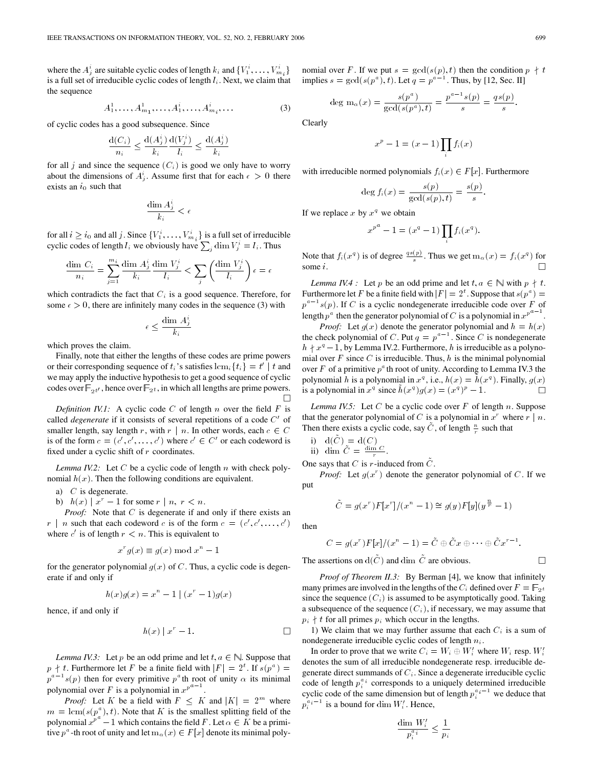where the $A^i_j$ are suitable cyclic codes of length $k_i$ and $\{V^i_1, \ldots, V^i_{m_i}\}$ is a full set of irreducible cyclic codes of length $l_i$. Next, we claim that the sequence

$$A^1_1, \ldots, A^1_{m_1}, \ldots, A^i_1, \ldots, A^i_{m_i}, \ldots \tag{3}$$

of cyclic codes has a good subsequence. Since

$$\frac{\mathrm{d}(C_i)}{n_i} \le \frac{\mathrm{d}(A^i_j)}{k_i}\frac{\mathrm{d}(V^i_j)}{l_i} \le \frac{\mathrm{d}(A^i_j)}{k_i}$$

for all $j$ and since the sequence $(C_i)$ is good we only have to worry about the dimensions of $A^i_j$. Assume first that for each $\epsilon > 0$ there exists an $i_0$ such that

$$\frac{\dim A^i_j}{k_i} < \epsilon$$

for all $i \ge i_0$ and all $j$. Since $\{V^i_1, \ldots, V^i_{m_i}\}$ is a full set of irreducible cyclic codes of length $l_i$ we obviously have $\sum_j \dim V^i_j = l_i$. Thus

$$\frac{\dim C_i}{n_i} = \sum_{j=1}^{m_i} \frac{\dim A^i_j}{k_i}\frac{\dim V^i_j}{l_i} < \sum_j \left(\frac{\dim V^i_j}{l_i}\right)\epsilon = \epsilon$$

which contradicts the fact that $C_i$ is a good sequence. Therefore, for some $\epsilon > 0$, there are infinitely many codes in the sequence (3) with

$$\epsilon \le \frac{\dim A^i_j}{k_i}$$

which proves the claim.

Finally, note that either the lengths of these codes are prime powers or their corresponding sequence of $t_i$'s satisfies $\mathrm{lcm}_i\{t_i\} = t' \mid t$ and we may apply the inductive hypothesis to get a good sequence of cyclic codes over $\mathbb{F}_{2^{t'}}$, hence over $\mathbb{F}_{2^t}$, in which all lengths are prime powers. $\square$

*Definition IV.1:* A cyclic code $C$ of length $n$ over the field $F$ is called *degenerate* if it consists of several repetitions of a code $C'$ of smaller length, say length $r$, with $r \mid n$. In other words, each $c \in C$ is of the form $c = (c', c', \ldots, c')$ where $c' \in C'$ or each codeword is fixed under a cyclic shift of $r$ coordinates.

*Lemma IV.2:* Let $C$ be a cyclic code of length $n$ with check polynomial $h(x)$. Then the following conditions are equivalent.

a) $C$ is degenerate.

b) $h(x) \mid x^r - 1$ for some $r \mid n$, $r < n$.

*Proof:* Note that $C$ is degenerate if and only if there exists an $r \mid n$ such that each codeword $c$ is of the form $c = (c', c', \ldots, c')$ where $c'$ is of length $r < n$. This is equivalent to

$$x^r g(x) \equiv g(x) \bmod x^n - 1$$

for the generator polynomial $g(x)$ of $C$. Thus, a cyclic code is degenerate if and only if

$$h(x)g(x) = x^n - 1 \mid (x^r - 1)g(x)$$

hence, if and only if

$$h(x) \mid x^r - 1. \qquad \square$$

*Lemma IV.3:* Let $p$ be an odd prime and let $t, a \in \mathbb{N}$. Suppose that $p \nmid t$. Furthermore let $F$ be a finite field with $|F| = 2^t$. If $s(p^a) = p^{a-1}s(p)$ then for every primitive $p^a$th root of unity $\alpha$ its minimal polynomial over $F$ is a polynomial in $x^{p^{a-1}}$.

*Proof:* Let $K$ be a field with $F \le K$ and $|K| = 2^m$ where $m = \mathrm{lcm}(s(p^a), t)$. Note that $K$ is the smallest splitting field of the polynomial $x^{p^a} - 1$ which contains the field $F$. Let $\alpha \in K$ be a primitive $p^a$-th root of unity and let $\mathrm{m}_\alpha(x) \in F[x]$ denote its minimal polynomial over $F$. If we put $s = \gcd(s(p), t)$ then the condition $p \nmid t$ implies $s = \gcd(s(p^a), t)$. Let $q = p^{a-1}$. Thus, by [12, Sec. II]

$$\deg \mathrm{m}_\alpha(x) = \frac{s(p^a)}{\gcd(s(p^a), t)} = \frac{p^{a-1}s(p)}{s} = \frac{q s(p)}{s}.$$

Clearly

$$x^p - 1 = (x - 1)\prod_i f_i(x)$$

with irreducible normed polynomials $f_i(x) \in F[x]$. Furthermore

$$\deg f_i(x) = \frac{s(p)}{\gcd(s(p), t)} = \frac{s(p)}{s}.$$

If we replace $x$ by $x^q$ we obtain

$$x^{p^a} - 1 = (x^q - 1)\prod_i f_i(x^q).$$

Note that $f_i(x^q)$ is of degree $\frac{q s(p)}{s}$. Thus we get $\mathrm{m}_\alpha(x) = f_i(x^q)$ for some $i$. $\square$

*Lemma IV.4 :* Let $p$ be an odd prime and let $t, a \in \mathbb{N}$ with $p \nmid t$. Furthermore let $F$ be a finite field with $|F| = 2^t$. Suppose that $s(p^a) = p^{a-1}s(p)$. If $C$ is a cyclic nondegenerate irreducible code over $F$ of length $p^a$ then the generator polynomial of $C$ is a polynomial in $x^{p^{a-1}}$.

*Proof:* Let $g(x)$ denote the generator polynomial and $h = h(x)$ the check polynomial of $C$. Put $q = p^{a-1}$. Since $C$ is nondegenerate $h \nmid x^q - 1$, by Lemma IV.2. Furthermore, $h$ is irreducible as a polynomial over $F$ since $C$ is irreducible. Thus, $h$ is the minimal polynomial over $F$ of a primitive $p^a$th root of unity. According to Lemma IV.3 the polynomial $h$ is a polynomial in $x^q$, i.e., $h(x) = \tilde{h}(x^q)$. Finally, $g(x)$ is a polynomial in $x^q$ since $\tilde{h}(x^q)g(x) = (x^q)^p - 1$. $\square$

*Lemma IV.5:* Let $C$ be a cyclic code over $F$ of length $n$. Suppose that the generator polynomial of $C$ is a polynomial in $x^r$ where $r \mid n$. Then there exists a cyclic code, say $\tilde{C}$, of length $\frac{n}{r}$ such that

i) $\mathrm{d}(\tilde{C}) = \mathrm{d}(C)$

ii) $\dim \tilde{C} = \frac{\dim C}{r}$.

One says that $C$ is $r$-induced from $\tilde{C}$.

*Proof:* Let $g(x^r)$ denote the generator polynomial of $C$. If we put

$$\tilde{C} = g(x^r)F[x^r]/(x^n - 1) \cong g(y)F[y](y^{\frac{n}{r}} - 1)$$

then

$$C = g(x^r)F[x]/(x^n - 1) = \tilde{C} \oplus \tilde{C}x \oplus \cdots \oplus \tilde{C}x^{r-1}.$$

The assertions on $\mathrm{d}(\tilde{C})$ and $\dim \tilde{C}$ are obvious. $\square$

*Proof of Theorem II.3:* By Berman [4], we know that infinitely many primes are involved in the lengths of the $C_i$ defined over $F = \mathbb{F}_{2^t}$ since the sequence $(C_i)$ is assumed to be asymptotically good. Taking a subsequence of the sequence $(C_i)$, if necessary, we may assume that $p_i \nmid t$ for all primes $p_i$ which occur in the lengths.

1) We claim that we may further assume that each $C_i$ is a sum of nondegenerate irreducible cyclic codes of length $n_i$.

In order to prove that we write $C_i = W_i \oplus W'_i$ where $W_i$ resp. $W'_i$ denotes the sum of all irreducible nondegenerate resp. irreducible degenerate direct summands of $C_i$. Since a degenerate irreducible cyclic code of length $p_i^{a_i}$ corresponds to a uniquely determined irreducible cyclic code of the same dimension but of length $p_i^{a_i - 1}$ we deduce that $p_i^{a_i - 1}$ is a bound for $\dim W'_i$. Hence,

$$\frac{\dim W'_i}{p_i^{a_i}} \le \frac{1}{p_i}$$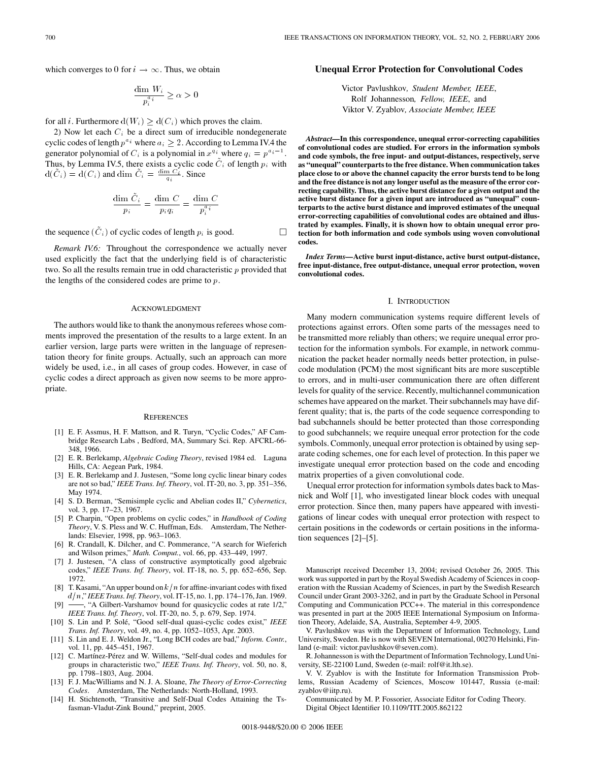which converges to 0 for $i \to \infty$. Thus, we obtain

$$\frac{\dim W_i}{p_i^{a_i}} \geq \alpha > 0$$

for all $i$. Furthermore $\mathrm{d}(W_i) \geq \mathrm{d}(C_i)$ which proves the claim.

2) Now let each $C_i$ be a direct sum of irreducible nondegenerate cyclic codes of length $p^{a_i}$ where $a_i \geq 2$. According to Lemma IV.4 the generator polynomial of $C_i$ is a polynomial in $x^{q_i}$ where $q_i = p^{a_i - 1}$. Thus, by Lemma IV.5, there exists a cyclic code $\tilde{C}_i$ of length $p_i$ with $\mathrm{d}(\tilde{C}_i) = \mathrm{d}(C_i)$ and $\dim \tilde{C}_i = \frac{\dim C_i}{q_i}$. Since

$$\frac{\dim \tilde{C}_i}{p_i} = \frac{\dim C}{p_i q_i} = \frac{\dim C}{p_i^{a_i}}$$

the sequence $(\tilde{C}_i)$ of cyclic codes of length $p_i$ is good. □

*Remark IV.6:* Throughout the correspondence we actually never used explicitly the fact that the underlying field is of characteristic two. So all the results remain true in odd characteristic $p$ provided that the lengths of the considered codes are prime to $p$.

## Acknowledgment

The authors would like to thank the anonymous referees whose comments improved the presentation of the results to a large extent. In an earlier version, large parts were written in the language of representation theory for finite groups. Actually, such an approach can more widely be used, i.e., in all cases of group codes. However, in case of cyclic codes a direct approach as given now seems to be more appropriate.

## References

[1] E. F. Assmus, H. F. Mattson, and R. Turyn, "Cyclic Codes," AF Cambridge Research Labs , Bedford, MA, Summary Sci. Rep. AFCRL-66-348, 1966.

[2] E. R. Berlekamp, *Algebraic Coding Theory*, revised 1984 ed. Laguna Hills, CA: Aegean Park, 1984.

[3] E. R. Berlekamp and J. Justesen, "Some long cyclic linear binary codes are not so bad," *IEEE Trans. Inf. Theory*, vol. IT-20, no. 3, pp. 351–356, May 1974.

[4] S. D. Berman, "Semisimple cyclic and Abelian codes II," *Cybernetics*, vol. 3, pp. 17–23, 1967.

[5] P. Charpin, "Open problems on cyclic codes," in *Handbook of Coding Theory*, V. S. Pless and W. C. Huffman, Eds. Amsterdam, The Netherlands: Elsevier, 1998, pp. 963–1063.

[6] R. Crandall, K. Dilcher, and C. Pommerance, "A search for Wieferich and Wilson primes," *Math. Comput.*, vol. 66, pp. 433–449, 1997.

[7] J. Justesen, "A class of constructive asymptotically good algebraic codes," *IEEE Trans. Inf. Theory*, vol. IT-18, no. 5, pp. 652–656, Sep. 1972.

[8] T. Kasami, "An upper bound on $k/n$ for affine-invariant codes with fixed $d/n$," *IEEE Trans. Inf. Theory*, vol. IT-15, no. 1, pp. 174–176, Jan. 1969.

[9] ——, "A Gilbert-Varshamov bound for quasicyclic codes at rate 1/2," *IEEE Trans. Inf. Theory*, vol. IT-20, no. 5, p. 679, Sep. 1974.

[10] S. Lin and P. Solé, "Good self-dual quasi-cyclic codes exist," *IEEE Trans. Inf. Theory*, vol. 49, no. 4, pp. 1052–1053, Apr. 2003.

[11] S. Lin and E. J. Weldon Jr., "Long BCH codes are bad," *Inform. Contr.*, vol. 11, pp. 445–451, 1967.

[12] C. Martínez-Pérez and W. Willems, "Self-dual codes and modules for groups in characteristic two," *IEEE Trans. Inf. Theory*, vol. 50, no. 8, pp. 1798–1803, Aug. 2004.

[13] F. J. MacWilliams and N. J. A. Sloane, *The Theory of Error-Correcting Codes*. Amsterdam, The Netherlands: North-Holland, 1993.

[14] H. Stichtenoth, "Transitive and Self-Dual Codes Attaining the Tsfasman-Vladut-Zink Bound," preprint, 2005.

# Unequal Error Protection for Convolutional Codes

Victor Pavlushkov, *Student Member, IEEE*, Rolf Johannesson, *Fellow, IEEE*, and Viktor V. Zyablov, *Associate Member, IEEE*

***Abstract*—In this correspondence, unequal error-correcting capabilities of convolutional codes are studied. For errors in the information symbols and code symbols, the free input- and output-distances, respectively, serve as "unequal" counterparts to the free distance. When communication takes place close to or above the channel capacity the error bursts tend to be long and the free distance is not any longer useful as the measure of the error correcting capability. Thus, the active burst distance for a given output and the active burst distance for a given input are introduced as "unequal" counterparts to the active burst distance and improved estimates of the unequal error-correcting capabilities of convolutional codes are obtained and illustrated by examples. Finally, it is shown how to obtain unequal error protection for both information and code symbols using woven convolutional codes.**

***Index Terms*—Active burst input-distance, active burst output-distance, free input-distance, free output-distance, unequal error protection, woven convolutional codes.**

## I. Introduction

Many modern communication systems require different levels of protections against errors. Often some parts of the messages need to be transmitted more reliably than others; we require unequal error protection for the information symbols. For example, in network communication the packet header normally needs better protection, in pulse-code modulation (PCM) the most significant bits are more susceptible to errors, and in multi-user communication there are often different levels for quality of the service. Recently, multichannel communication schemes have appeared on the market. Their subchannels may have different quality; that is, the parts of the code sequence corresponding to bad subchannels should be better protected than those corresponding to good subchannels; we require unequal error protection for the code symbols. Commonly, unequal error protection is obtained by using separate coding schemes, one for each level of protection. In this paper we investigate unequal error protection based on the code and encoding matrix properties of a given convolutional code.

Unequal error protection for information symbols dates back to Masnick and Wolf [1], who investigated linear block codes with unequal error protection. Since then, many papers have appeared with investigations of linear codes with unequal error protection with respect to certain positions in the codewords or certain positions in the information sequences [2]–[5].

Manuscript received December 13, 2004; revised October 26, 2005. This work was supported in part by the Royal Swedish Academy of Sciences in cooperation with the Russian Academy of Sciences, in part by the Swedish Research Council under Grant 2003-3262, and in part by the Graduate School in Personal Computing and Communication PCC++. The material in this correspondence was presented in part at the 2005 IEEE International Symposium on Information Theory, Adelaide, SA, Australia, September 4-9, 2005.

V. Pavlushkov was with the Department of Information Technology, Lund University, Sweden. He is now with SEVEN International, 00270 Helsinki, Finland (e-mail: victor.pavlushkov@seven.com).

R. Johannesson is with the Department of Information Technology, Lund University, SE-22100 Lund, Sweden (e-mail: rolf@it.lth.se).

V. V. Zyablov is with the Institute for Information Transmission Problems, Russian Academy of Sciences, Moscow 101447, Russia (e-mail: zyablov@iitp.ru).

Communicated by M. P. Fossorier, Associate Editor for Coding Theory.

Digital Object Identifier 10.1109/TIT.2005.862122

0018-9448/$20.00 © 2006 IEEE